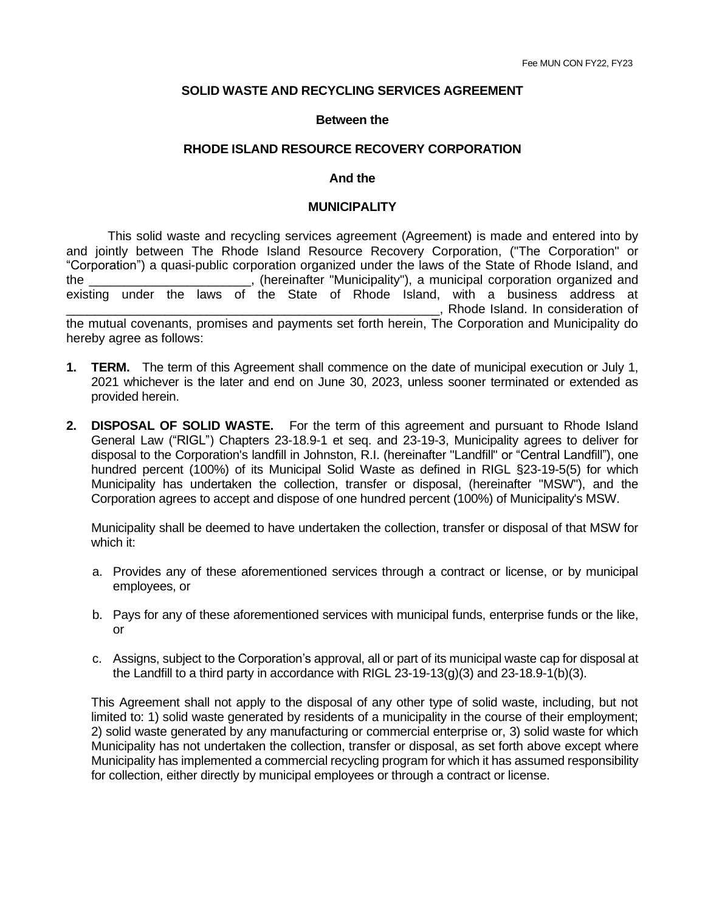Fee MUN CON FY22, FY23

**SOLID WASTE AND RECYCLING SERVICES AGREEMENT**

**Between the**

**RHODE ISLAND RESOURCE RECOVERY CORPORATION**

**And the**

**MUNICIPALITY**

This solid waste and recycling services agreement (Agreement) is made and entered into by and jointly between The Rhode Island Resource Recovery Corporation, ("The Corporation" or "Corporation") a quasi-public corporation organized under the laws of the State of Rhode Island, and the _______________________, (hereinafter "Municipality"), a municipal corporation organized and existing under the laws of the State of Rhode Island, with a business address at ________________________________________________________, Rhode Island. In consideration of the mutual covenants, promises and payments set forth herein, The Corporation and Municipality do hereby agree as follows:

1. **TERM.** The term of this Agreement shall commence on the date of municipal execution or July 1, 2021 whichever is the later and end on June 30, 2023, unless sooner terminated or extended as provided herein.

2. **DISPOSAL OF SOLID WASTE.** For the term of this agreement and pursuant to Rhode Island General Law ("RIGL") Chapters 23-18.9-1 et seq. and 23-19-3, Municipality agrees to deliver for disposal to the Corporation's landfill in Johnston, R.I. (hereinafter "Landfill" or "Central Landfill"), one hundred percent (100%) of its Municipal Solid Waste as defined in RIGL §23-19-5(5) for which Municipality has undertaken the collection, transfer or disposal, (hereinafter "MSW"), and the Corporation agrees to accept and dispose of one hundred percent (100%) of Municipality's MSW.

   Municipality shall be deemed to have undertaken the collection, transfer or disposal of that MSW for which it:

   a. Provides any of these aforementioned services through a contract or license, or by municipal employees, or

   b. Pays for any of these aforementioned services with municipal funds, enterprise funds or the like, or

   c. Assigns, subject to the Corporation's approval, all or part of its municipal waste cap for disposal at the Landfill to a third party in accordance with RIGL 23-19-13(g)(3) and 23-18.9-1(b)(3).

   This Agreement shall not apply to the disposal of any other type of solid waste, including, but not limited to: 1) solid waste generated by residents of a municipality in the course of their employment; 2) solid waste generated by any manufacturing or commercial enterprise or, 3) solid waste for which Municipality has not undertaken the collection, transfer or disposal, as set forth above except where Municipality has implemented a commercial recycling program for which it has assumed responsibility for collection, either directly by municipal employees or through a contract or license.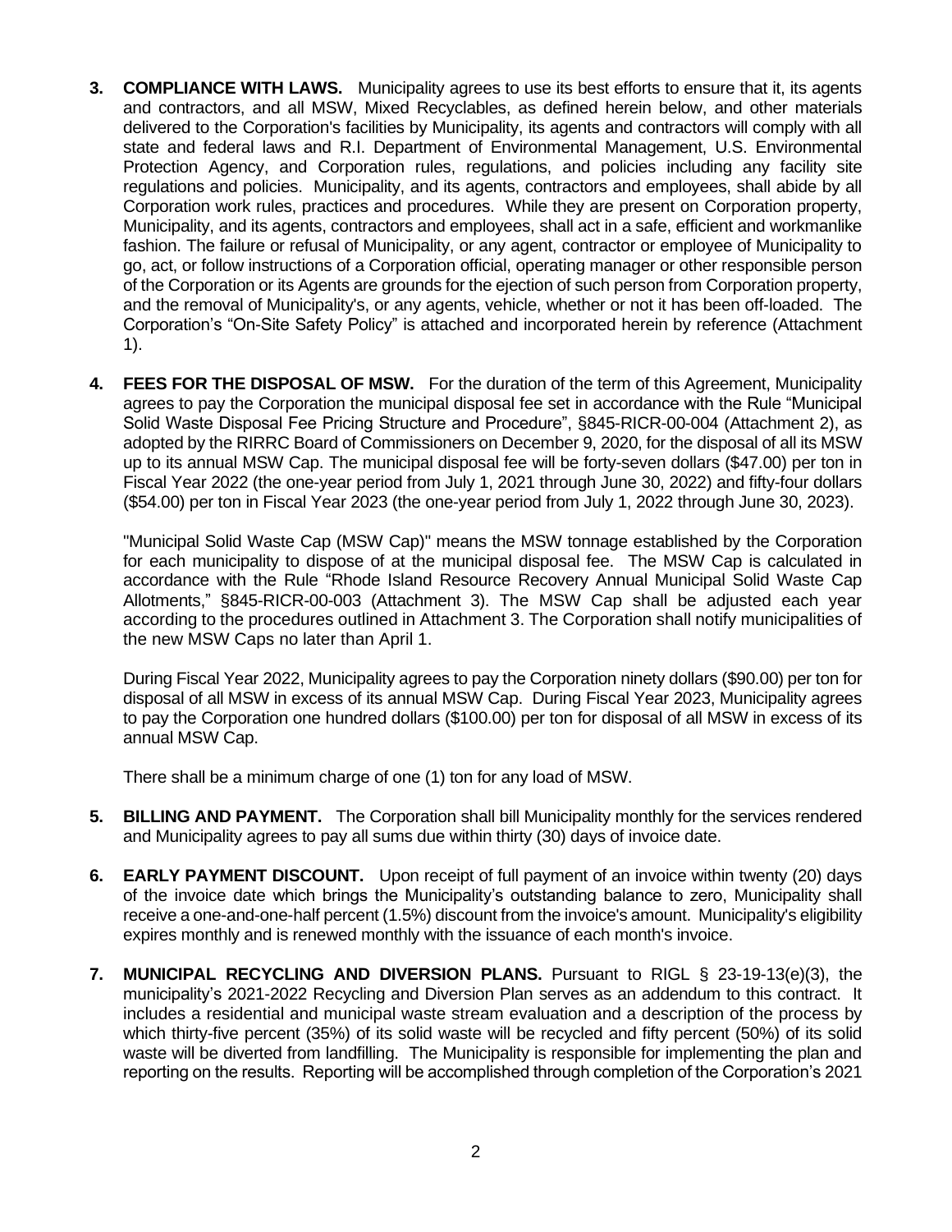3. **COMPLIANCE WITH LAWS.** Municipality agrees to use its best efforts to ensure that it, its agents and contractors, and all MSW, Mixed Recyclables, as defined herein below, and other materials delivered to the Corporation's facilities by Municipality, its agents and contractors will comply with all state and federal laws and R.I. Department of Environmental Management, U.S. Environmental Protection Agency, and Corporation rules, regulations, and policies including any facility site regulations and policies. Municipality, and its agents, contractors and employees, shall abide by all Corporation work rules, practices and procedures. While they are present on Corporation property, Municipality, and its agents, contractors and employees, shall act in a safe, efficient and workmanlike fashion. The failure or refusal of Municipality, or any agent, contractor or employee of Municipality to go, act, or follow instructions of a Corporation official, operating manager or other responsible person of the Corporation or its Agents are grounds for the ejection of such person from Corporation property, and the removal of Municipality's, or any agents, vehicle, whether or not it has been off-loaded. The Corporation's "On-Site Safety Policy" is attached and incorporated herein by reference (Attachment 1).

4. **FEES FOR THE DISPOSAL OF MSW.** For the duration of the term of this Agreement, Municipality agrees to pay the Corporation the municipal disposal fee set in accordance with the Rule "Municipal Solid Waste Disposal Fee Pricing Structure and Procedure", §845-RICR-00-004 (Attachment 2), as adopted by the RIRRC Board of Commissioners on December 9, 2020, for the disposal of all its MSW up to its annual MSW Cap. The municipal disposal fee will be forty-seven dollars ($47.00) per ton in Fiscal Year 2022 (the one-year period from July 1, 2021 through June 30, 2022) and fifty-four dollars ($54.00) per ton in Fiscal Year 2023 (the one-year period from July 1, 2022 through June 30, 2023).

   "Municipal Solid Waste Cap (MSW Cap)" means the MSW tonnage established by the Corporation for each municipality to dispose of at the municipal disposal fee. The MSW Cap is calculated in accordance with the Rule "Rhode Island Resource Recovery Annual Municipal Solid Waste Cap Allotments," §845-RICR-00-003 (Attachment 3). The MSW Cap shall be adjusted each year according to the procedures outlined in Attachment 3. The Corporation shall notify municipalities of the new MSW Caps no later than April 1.

   During Fiscal Year 2022, Municipality agrees to pay the Corporation ninety dollars ($90.00) per ton for disposal of all MSW in excess of its annual MSW Cap. During Fiscal Year 2023, Municipality agrees to pay the Corporation one hundred dollars ($100.00) per ton for disposal of all MSW in excess of its annual MSW Cap.

   There shall be a minimum charge of one (1) ton for any load of MSW.

5. **BILLING AND PAYMENT.** The Corporation shall bill Municipality monthly for the services rendered and Municipality agrees to pay all sums due within thirty (30) days of invoice date.

6. **EARLY PAYMENT DISCOUNT.** Upon receipt of full payment of an invoice within twenty (20) days of the invoice date which brings the Municipality's outstanding balance to zero, Municipality shall receive a one-and-one-half percent (1.5%) discount from the invoice's amount. Municipality's eligibility expires monthly and is renewed monthly with the issuance of each month's invoice.

7. **MUNICIPAL RECYCLING AND DIVERSION PLANS.** Pursuant to RIGL § 23-19-13(e)(3), the municipality's 2021-2022 Recycling and Diversion Plan serves as an addendum to this contract. It includes a residential and municipal waste stream evaluation and a description of the process by which thirty-five percent (35%) of its solid waste will be recycled and fifty percent (50%) of its solid waste will be diverted from landfilling. The Municipality is responsible for implementing the plan and reporting on the results. Reporting will be accomplished through completion of the Corporation's 2021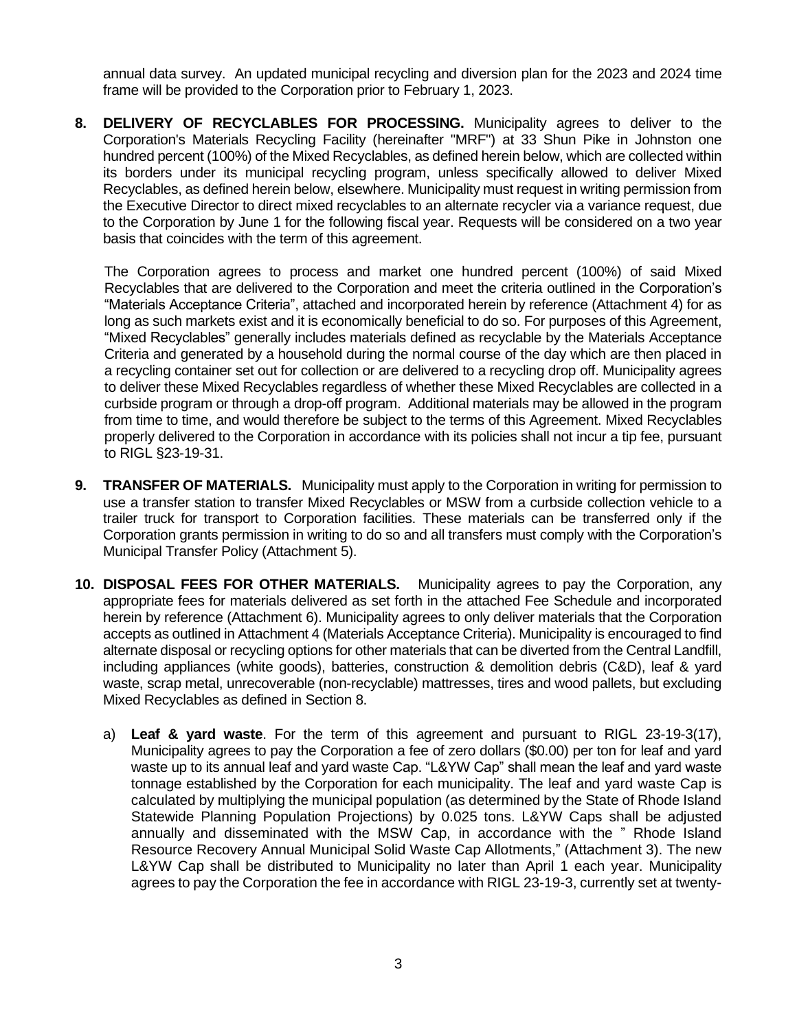annual data survey. An updated municipal recycling and diversion plan for the 2023 and 2024 time frame will be provided to the Corporation prior to February 1, 2023.

**8. DELIVERY OF RECYCLABLES FOR PROCESSING.** Municipality agrees to deliver to the Corporation's Materials Recycling Facility (hereinafter "MRF") at 33 Shun Pike in Johnston one hundred percent (100%) of the Mixed Recyclables, as defined herein below, which are collected within its borders under its municipal recycling program, unless specifically allowed to deliver Mixed Recyclables, as defined herein below, elsewhere. Municipality must request in writing permission from the Executive Director to direct mixed recyclables to an alternate recycler via a variance request, due to the Corporation by June 1 for the following fiscal year. Requests will be considered on a two year basis that coincides with the term of this agreement.

The Corporation agrees to process and market one hundred percent (100%) of said Mixed Recyclables that are delivered to the Corporation and meet the criteria outlined in the Corporation's "Materials Acceptance Criteria", attached and incorporated herein by reference (Attachment 4) for as long as such markets exist and it is economically beneficial to do so. For purposes of this Agreement, "Mixed Recyclables" generally includes materials defined as recyclable by the Materials Acceptance Criteria and generated by a household during the normal course of the day which are then placed in a recycling container set out for collection or are delivered to a recycling drop off. Municipality agrees to deliver these Mixed Recyclables regardless of whether these Mixed Recyclables are collected in a curbside program or through a drop-off program. Additional materials may be allowed in the program from time to time, and would therefore be subject to the terms of this Agreement. Mixed Recyclables properly delivered to the Corporation in accordance with its policies shall not incur a tip fee, pursuant to RIGL §23-19-31.

**9. TRANSFER OF MATERIALS.** Municipality must apply to the Corporation in writing for permission to use a transfer station to transfer Mixed Recyclables or MSW from a curbside collection vehicle to a trailer truck for transport to Corporation facilities. These materials can be transferred only if the Corporation grants permission in writing to do so and all transfers must comply with the Corporation's Municipal Transfer Policy (Attachment 5).

**10. DISPOSAL FEES FOR OTHER MATERIALS.** Municipality agrees to pay the Corporation, any appropriate fees for materials delivered as set forth in the attached Fee Schedule and incorporated herein by reference (Attachment 6). Municipality agrees to only deliver materials that the Corporation accepts as outlined in Attachment 4 (Materials Acceptance Criteria). Municipality is encouraged to find alternate disposal or recycling options for other materials that can be diverted from the Central Landfill, including appliances (white goods), batteries, construction & demolition debris (C&D), leaf & yard waste, scrap metal, unrecoverable (non-recyclable) mattresses, tires and wood pallets, but excluding Mixed Recyclables as defined in Section 8.

a) **Leaf & yard waste**. For the term of this agreement and pursuant to RIGL 23-19-3(17), Municipality agrees to pay the Corporation a fee of zero dollars ($0.00) per ton for leaf and yard waste up to its annual leaf and yard waste Cap. "L&YW Cap" shall mean the leaf and yard waste tonnage established by the Corporation for each municipality. The leaf and yard waste Cap is calculated by multiplying the municipal population (as determined by the State of Rhode Island Statewide Planning Population Projections) by 0.025 tons. L&YW Caps shall be adjusted annually and disseminated with the MSW Cap, in accordance with the " Rhode Island Resource Recovery Annual Municipal Solid Waste Cap Allotments," (Attachment 3). The new L&YW Cap shall be distributed to Municipality no later than April 1 each year. Municipality agrees to pay the Corporation the fee in accordance with RIGL 23-19-3, currently set at twenty-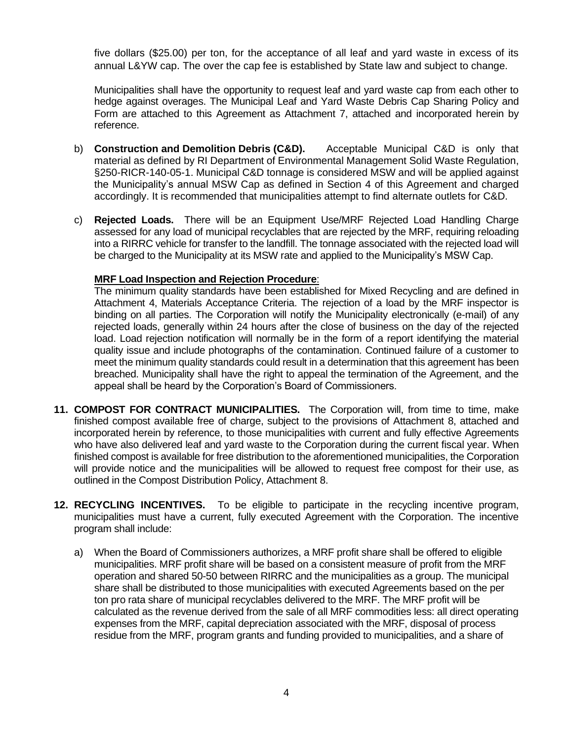five dollars ($25.00) per ton, for the acceptance of all leaf and yard waste in excess of its annual L&YW cap. The over the cap fee is established by State law and subject to change.

Municipalities shall have the opportunity to request leaf and yard waste cap from each other to hedge against overages. The Municipal Leaf and Yard Waste Debris Cap Sharing Policy and Form are attached to this Agreement as Attachment 7, attached and incorporated herein by reference.

b) **Construction and Demolition Debris (C&D).** Acceptable Municipal C&D is only that material as defined by RI Department of Environmental Management Solid Waste Regulation, §250-RICR-140-05-1. Municipal C&D tonnage is considered MSW and will be applied against the Municipality's annual MSW Cap as defined in Section 4 of this Agreement and charged accordingly. It is recommended that municipalities attempt to find alternate outlets for C&D.

c) **Rejected Loads.** There will be an Equipment Use/MRF Rejected Load Handling Charge assessed for any load of municipal recyclables that are rejected by the MRF, requiring reloading into a RIRRC vehicle for transfer to the landfill. The tonnage associated with the rejected load will be charged to the Municipality at its MSW rate and applied to the Municipality's MSW Cap.

**MRF Load Inspection and Rejection Procedure**:
The minimum quality standards have been established for Mixed Recycling and are defined in Attachment 4, Materials Acceptance Criteria. The rejection of a load by the MRF inspector is binding on all parties. The Corporation will notify the Municipality electronically (e-mail) of any rejected loads, generally within 24 hours after the close of business on the day of the rejected load. Load rejection notification will normally be in the form of a report identifying the material quality issue and include photographs of the contamination. Continued failure of a customer to meet the minimum quality standards could result in a determination that this agreement has been breached. Municipality shall have the right to appeal the termination of the Agreement, and the appeal shall be heard by the Corporation's Board of Commissioners.

**11. COMPOST FOR CONTRACT MUNICIPALITIES.** The Corporation will, from time to time, make finished compost available free of charge, subject to the provisions of Attachment 8, attached and incorporated herein by reference, to those municipalities with current and fully effective Agreements who have also delivered leaf and yard waste to the Corporation during the current fiscal year. When finished compost is available for free distribution to the aforementioned municipalities, the Corporation will provide notice and the municipalities will be allowed to request free compost for their use, as outlined in the Compost Distribution Policy, Attachment 8.

**12. RECYCLING INCENTIVES.** To be eligible to participate in the recycling incentive program, municipalities must have a current, fully executed Agreement with the Corporation. The incentive program shall include:

a) When the Board of Commissioners authorizes, a MRF profit share shall be offered to eligible municipalities. MRF profit share will be based on a consistent measure of profit from the MRF operation and shared 50-50 between RIRRC and the municipalities as a group. The municipal share shall be distributed to those municipalities with executed Agreements based on the per ton pro rata share of municipal recyclables delivered to the MRF. The MRF profit will be calculated as the revenue derived from the sale of all MRF commodities less: all direct operating expenses from the MRF, capital depreciation associated with the MRF, disposal of process residue from the MRF, program grants and funding provided to municipalities, and a share of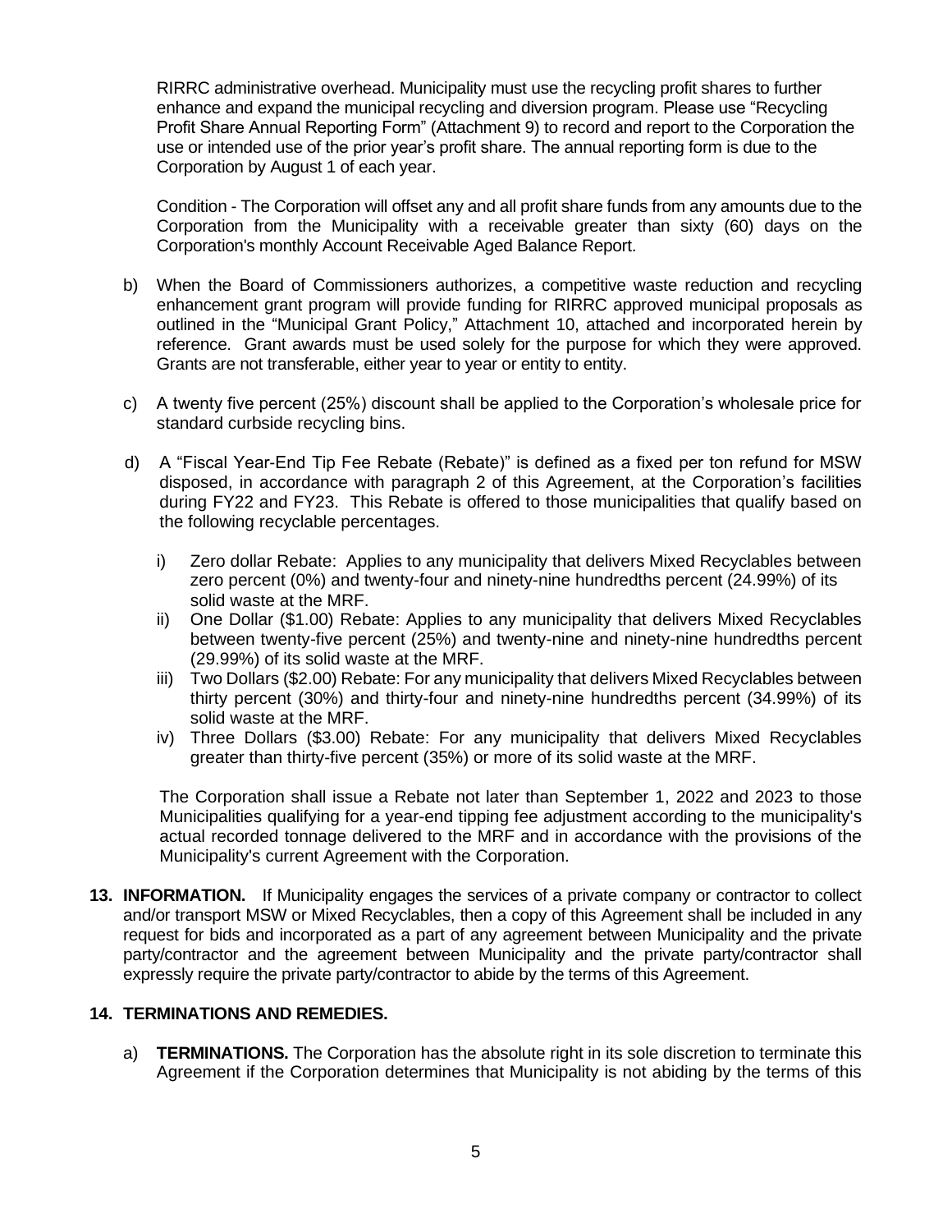RIRRC administrative overhead. Municipality must use the recycling profit shares to further enhance and expand the municipal recycling and diversion program. Please use "Recycling Profit Share Annual Reporting Form" (Attachment 9) to record and report to the Corporation the use or intended use of the prior year's profit share. The annual reporting form is due to the Corporation by August 1 of each year.

Condition - The Corporation will offset any and all profit share funds from any amounts due to the Corporation from the Municipality with a receivable greater than sixty (60) days on the Corporation's monthly Account Receivable Aged Balance Report.

b) When the Board of Commissioners authorizes, a competitive waste reduction and recycling enhancement grant program will provide funding for RIRRC approved municipal proposals as outlined in the "Municipal Grant Policy," Attachment 10, attached and incorporated herein by reference. Grant awards must be used solely for the purpose for which they were approved. Grants are not transferable, either year to year or entity to entity.

c) A twenty five percent (25%) discount shall be applied to the Corporation's wholesale price for standard curbside recycling bins.

d) A "Fiscal Year-End Tip Fee Rebate (Rebate)" is defined as a fixed per ton refund for MSW disposed, in accordance with paragraph 2 of this Agreement, at the Corporation's facilities during FY22 and FY23. This Rebate is offered to those municipalities that qualify based on the following recyclable percentages.

   i) Zero dollar Rebate: Applies to any municipality that delivers Mixed Recyclables between zero percent (0%) and twenty-four and ninety-nine hundredths percent (24.99%) of its solid waste at the MRF.
   ii) One Dollar ($1.00) Rebate: Applies to any municipality that delivers Mixed Recyclables between twenty-five percent (25%) and twenty-nine and ninety-nine hundredths percent (29.99%) of its solid waste at the MRF.
   iii) Two Dollars ($2.00) Rebate: For any municipality that delivers Mixed Recyclables between thirty percent (30%) and thirty-four and ninety-nine hundredths percent (34.99%) of its solid waste at the MRF.
   iv) Three Dollars ($3.00) Rebate: For any municipality that delivers Mixed Recyclables greater than thirty-five percent (35%) or more of its solid waste at the MRF.

   The Corporation shall issue a Rebate not later than September 1, 2022 and 2023 to those Municipalities qualifying for a year-end tipping fee adjustment according to the municipality's actual recorded tonnage delivered to the MRF and in accordance with the provisions of the Municipality's current Agreement with the Corporation.

**13. INFORMATION.** If Municipality engages the services of a private company or contractor to collect and/or transport MSW or Mixed Recyclables, then a copy of this Agreement shall be included in any request for bids and incorporated as a part of any agreement between Municipality and the private party/contractor and the agreement between Municipality and the private party/contractor shall expressly require the private party/contractor to abide by the terms of this Agreement.

**14. TERMINATIONS AND REMEDIES.**

a) **TERMINATIONS.** The Corporation has the absolute right in its sole discretion to terminate this Agreement if the Corporation determines that Municipality is not abiding by the terms of this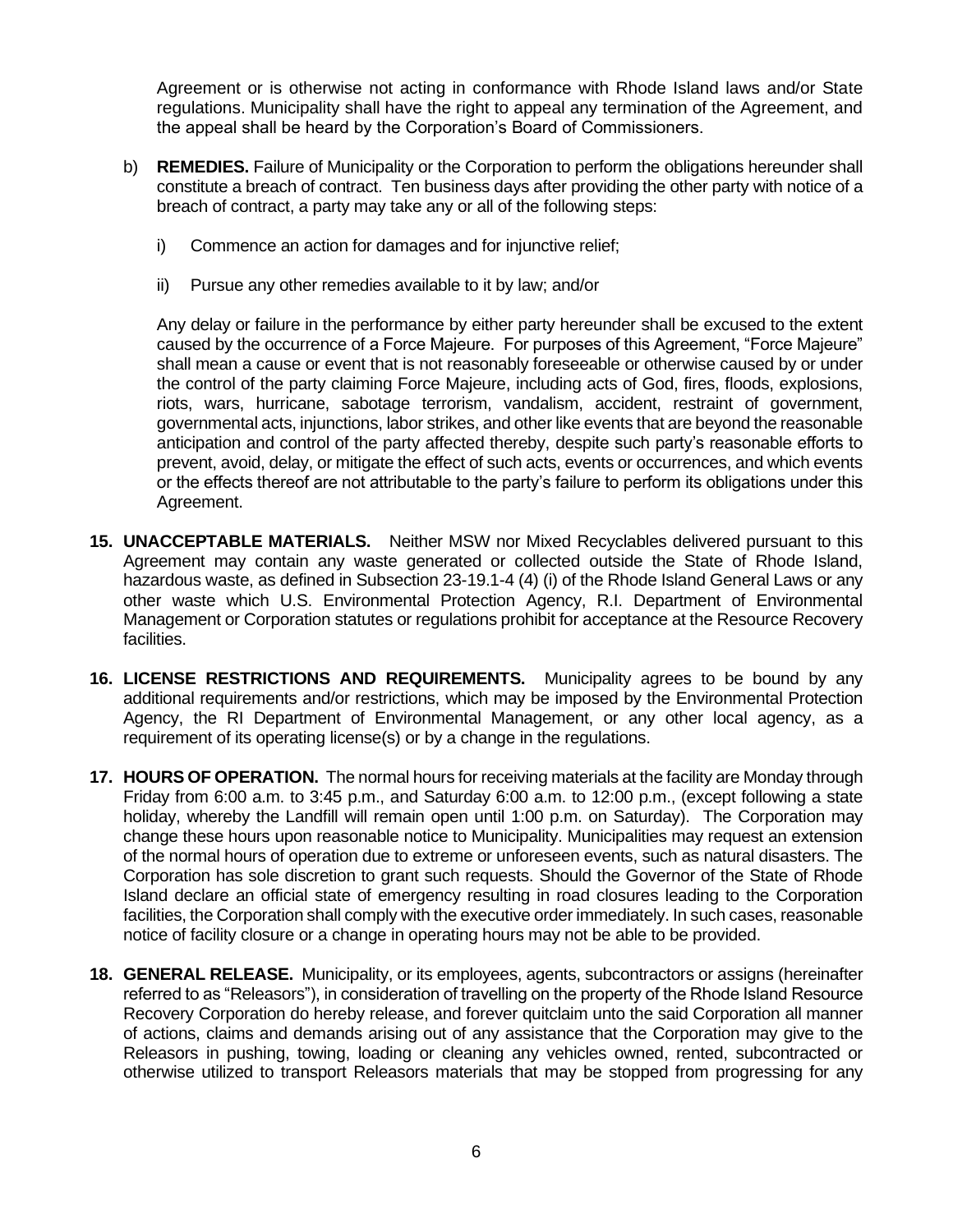Agreement or is otherwise not acting in conformance with Rhode Island laws and/or State regulations. Municipality shall have the right to appeal any termination of the Agreement, and the appeal shall be heard by the Corporation's Board of Commissioners.

b) **REMEDIES.** Failure of Municipality or the Corporation to perform the obligations hereunder shall constitute a breach of contract. Ten business days after providing the other party with notice of a breach of contract, a party may take any or all of the following steps:

   i) Commence an action for damages and for injunctive relief;

   ii) Pursue any other remedies available to it by law; and/or

   Any delay or failure in the performance by either party hereunder shall be excused to the extent caused by the occurrence of a Force Majeure. For purposes of this Agreement, "Force Majeure" shall mean a cause or event that is not reasonably foreseeable or otherwise caused by or under the control of the party claiming Force Majeure, including acts of God, fires, floods, explosions, riots, wars, hurricane, sabotage terrorism, vandalism, accident, restraint of government, governmental acts, injunctions, labor strikes, and other like events that are beyond the reasonable anticipation and control of the party affected thereby, despite such party's reasonable efforts to prevent, avoid, delay, or mitigate the effect of such acts, events or occurrences, and which events or the effects thereof are not attributable to the party's failure to perform its obligations under this Agreement.

**15. UNACCEPTABLE MATERIALS.** Neither MSW nor Mixed Recyclables delivered pursuant to this Agreement may contain any waste generated or collected outside the State of Rhode Island, hazardous waste, as defined in Subsection 23-19.1-4 (4) (i) of the Rhode Island General Laws or any other waste which U.S. Environmental Protection Agency, R.I. Department of Environmental Management or Corporation statutes or regulations prohibit for acceptance at the Resource Recovery facilities.

**16. LICENSE RESTRICTIONS AND REQUIREMENTS.** Municipality agrees to be bound by any additional requirements and/or restrictions, which may be imposed by the Environmental Protection Agency, the RI Department of Environmental Management, or any other local agency, as a requirement of its operating license(s) or by a change in the regulations.

**17. HOURS OF OPERATION.** The normal hours for receiving materials at the facility are Monday through Friday from 6:00 a.m. to 3:45 p.m., and Saturday 6:00 a.m. to 12:00 p.m., (except following a state holiday, whereby the Landfill will remain open until 1:00 p.m. on Saturday). The Corporation may change these hours upon reasonable notice to Municipality. Municipalities may request an extension of the normal hours of operation due to extreme or unforeseen events, such as natural disasters. The Corporation has sole discretion to grant such requests. Should the Governor of the State of Rhode Island declare an official state of emergency resulting in road closures leading to the Corporation facilities, the Corporation shall comply with the executive order immediately. In such cases, reasonable notice of facility closure or a change in operating hours may not be able to be provided.

**18. GENERAL RELEASE.** Municipality, or its employees, agents, subcontractors or assigns (hereinafter referred to as "Releasors"), in consideration of travelling on the property of the Rhode Island Resource Recovery Corporation do hereby release, and forever quitclaim unto the said Corporation all manner of actions, claims and demands arising out of any assistance that the Corporation may give to the Releasors in pushing, towing, loading or cleaning any vehicles owned, rented, subcontracted or otherwise utilized to transport Releasors materials that may be stopped from progressing for any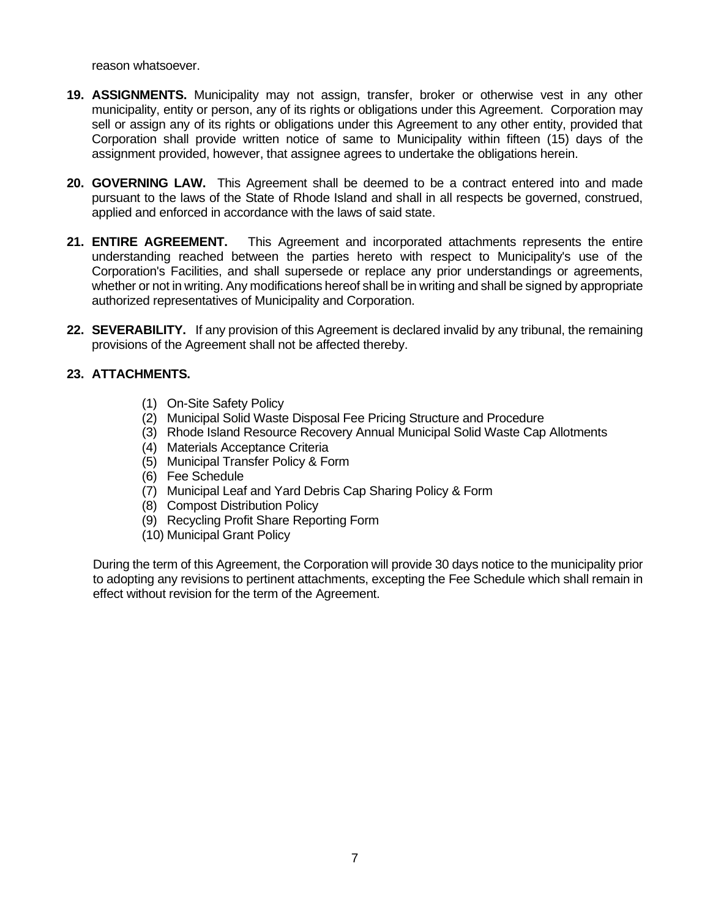reason whatsoever.

**19. ASSIGNMENTS.** Municipality may not assign, transfer, broker or otherwise vest in any other municipality, entity or person, any of its rights or obligations under this Agreement. Corporation may sell or assign any of its rights or obligations under this Agreement to any other entity, provided that Corporation shall provide written notice of same to Municipality within fifteen (15) days of the assignment provided, however, that assignee agrees to undertake the obligations herein.

**20. GOVERNING LAW.** This Agreement shall be deemed to be a contract entered into and made pursuant to the laws of the State of Rhode Island and shall in all respects be governed, construed, applied and enforced in accordance with the laws of said state.

**21. ENTIRE AGREEMENT.** This Agreement and incorporated attachments represents the entire understanding reached between the parties hereto with respect to Municipality's use of the Corporation's Facilities, and shall supersede or replace any prior understandings or agreements, whether or not in writing. Any modifications hereof shall be in writing and shall be signed by appropriate authorized representatives of Municipality and Corporation.

**22. SEVERABILITY.** If any provision of this Agreement is declared invalid by any tribunal, the remaining provisions of the Agreement shall not be affected thereby.

**23. ATTACHMENTS.**

(1) On-Site Safety Policy
(2) Municipal Solid Waste Disposal Fee Pricing Structure and Procedure
(3) Rhode Island Resource Recovery Annual Municipal Solid Waste Cap Allotments
(4) Materials Acceptance Criteria
(5) Municipal Transfer Policy & Form
(6) Fee Schedule
(7) Municipal Leaf and Yard Debris Cap Sharing Policy & Form
(8) Compost Distribution Policy
(9) Recycling Profit Share Reporting Form
(10) Municipal Grant Policy

During the term of this Agreement, the Corporation will provide 30 days notice to the municipality prior to adopting any revisions to pertinent attachments, excepting the Fee Schedule which shall remain in effect without revision for the term of the Agreement.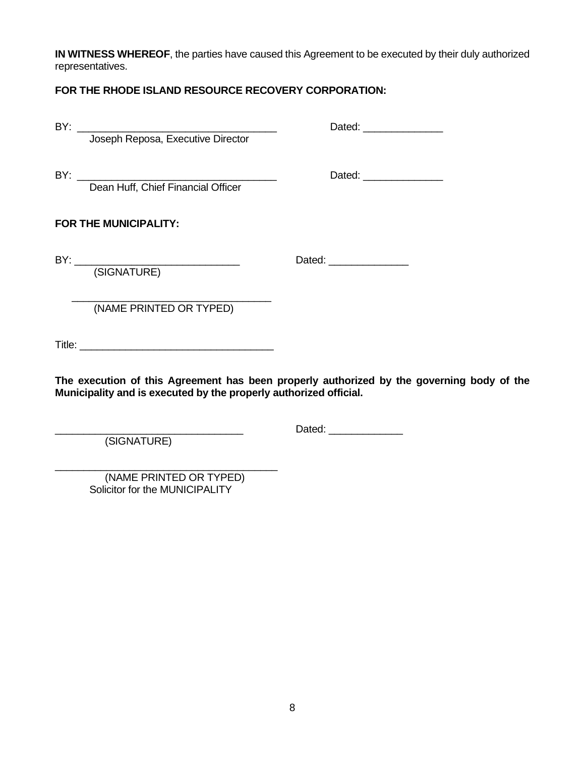**IN WITNESS WHEREOF**, the parties have caused this Agreement to be executed by their duly authorized representatives.

**FOR THE RHODE ISLAND RESOURCE RECOVERY CORPORATION:**

BY: ___________________________________ Dated: ______________
Joseph Reposa, Executive Director

BY: ___________________________________ Dated: ______________
Dean Huff, Chief Financial Officer

**FOR THE MUNICIPALITY:**

BY: _____________________________ Dated: ______________
(SIGNATURE)

___________________________________
(NAME PRINTED OR TYPED)

Title: __________________________________

**The execution of this Agreement has been properly authorized by the governing body of the Municipality and is executed by the properly authorized official.**

_________________________________ Dated: _____________
(SIGNATURE)

_______________________________________
(NAME PRINTED OR TYPED)
Solicitor for the MUNICIPALITY